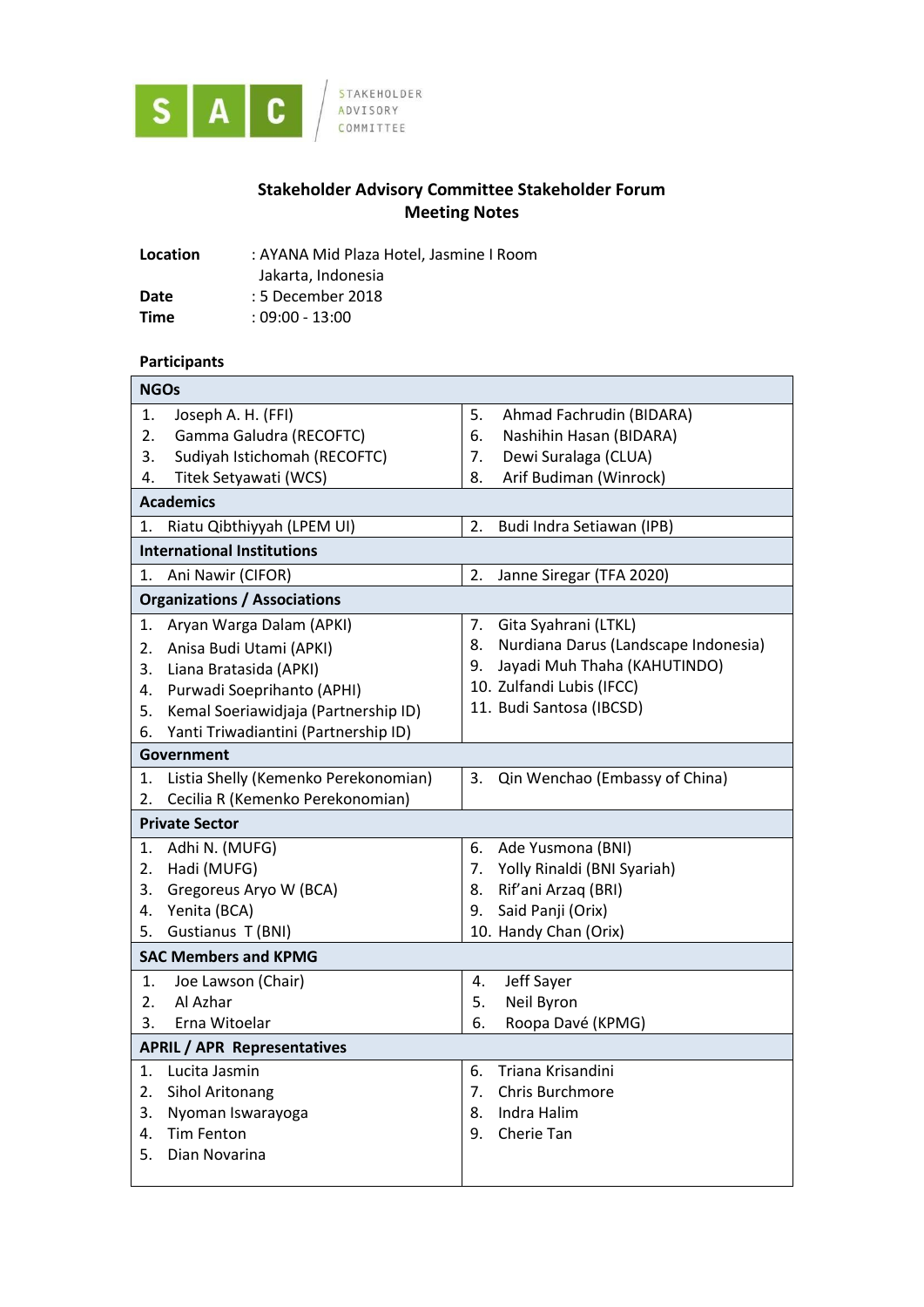STAKEHOLDER ADVISORY COMMITTEE

## Stakeholder Advisory Committee Stakeholder Forum
## Meeting Notes

**Location** : AYANA Mid Plaza Hotel, Jasmine I Room
Jakarta, Indonesia
**Date** : 5 December 2018
**Time** : 09:00 - 13:00

**Participants**

| | |
|---|---|
| **NGOs** | |
| 1. Joseph A. H. (FFI)<br>2. Gamma Galudra (RECOFTC)<br>3. Sudiyah Istichomah (RECOFTC)<br>4. Titek Setyawati (WCS) | 5. Ahmad Fachrudin (BIDARA)<br>6. Nashihin Hasan (BIDARA)<br>7. Dewi Suralaga (CLUA)<br>8. Arif Budiman (Winrock) |
| **Academics** | |
| 1. Riatu Qibthiyyah (LPEM UI) | 2. Budi Indra Setiawan (IPB) |
| **International Institutions** | |
| 1. Ani Nawir (CIFOR) | 2. Janne Siregar (TFA 2020) |
| **Organizations / Associations** | |
| 1. Aryan Warga Dalam (APKI)<br>2. Anisa Budi Utami (APKI)<br>3. Liana Bratasida (APKI)<br>4. Purwadi Soeprihanto (APHI)<br>5. Kemal Soeriawidjaja (Partnership ID)<br>6. Yanti Triwadiantini (Partnership ID) | 7. Gita Syahrani (LTKL)<br>8. Nurdiana Darus (Landscape Indonesia)<br>9. Jayadi Muh Thaha (KAHUTINDO)<br>10. Zulfandi Lubis (IFCC)<br>11. Budi Santosa (IBCSD) |
| **Government** | |
| 1. Listia Shelly (Kemenko Perekonomian)<br>2. Cecilia R (Kemenko Perekonomian) | 3. Qin Wenchao (Embassy of China) |
| **Private Sector** | |
| 1. Adhi N. (MUFG)<br>2. Hadi (MUFG)<br>3. Gregoreus Aryo W (BCA)<br>4. Yenita (BCA)<br>5. Gustianus T (BNI) | 6. Ade Yusmona (BNI)<br>7. Yolly Rinaldi (BNI Syariah)<br>8. Rif'ani Arzaq (BRI)<br>9. Said Panji (Orix)<br>10. Handy Chan (Orix) |
| **SAC Members and KPMG** | |
| 1. Joe Lawson (Chair)<br>2. Al Azhar<br>3. Erna Witoelar | 4. Jeff Sayer<br>5. Neil Byron<br>6. Roopa Davé (KPMG) |
| **APRIL / APR Representatives** | |
| 1. Lucita Jasmin<br>2. Sihol Aritonang<br>3. Nyoman Iswarayoga<br>4. Tim Fenton<br>5. Dian Novarina | 6. Triana Krisandini<br>7. Chris Burchmore<br>8. Indra Halim<br>9. Cherie Tan |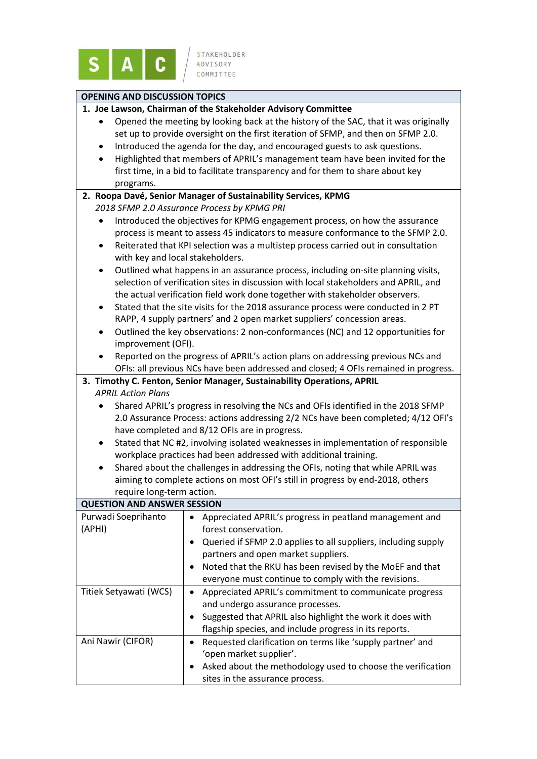S A C | STAKEHOLDER ADVISORY COMMITTEE

## OPENING AND DISCUSSION TOPICS

**1. Joe Lawson, Chairman of the Stakeholder Advisory Committee**

- Opened the meeting by looking back at the history of the SAC, that it was originally set up to provide oversight on the first iteration of SFMP, and then on SFMP 2.0.
- Introduced the agenda for the day, and encouraged guests to ask questions.
- Highlighted that members of APRIL's management team have been invited for the first time, in a bid to facilitate transparency and for them to share about key programs.

**2. Roopa Davé, Senior Manager of Sustainability Services, KPMG**

*2018 SFMP 2.0 Assurance Process by KPMG PRI*

- Introduced the objectives for KPMG engagement process, on how the assurance process is meant to assess 45 indicators to measure conformance to the SFMP 2.0.
- Reiterated that KPI selection was a multistep process carried out in consultation with key and local stakeholders.
- Outlined what happens in an assurance process, including on-site planning visits, selection of verification sites in discussion with local stakeholders and APRIL, and the actual verification field work done together with stakeholder observers.
- Stated that the site visits for the 2018 assurance process were conducted in 2 PT RAPP, 4 supply partners' and 2 open market suppliers' concession areas.
- Outlined the key observations: 2 non-conformances (NC) and 12 opportunities for improvement (OFI).
- Reported on the progress of APRIL's action plans on addressing previous NCs and OFIs: all previous NCs have been addressed and closed; 4 OFIs remained in progress.

**3. Timothy C. Fenton, Senior Manager, Sustainability Operations, APRIL**

*APRIL Action Plans*

- Shared APRIL's progress in resolving the NCs and OFIs identified in the 2018 SFMP 2.0 Assurance Process: actions addressing 2/2 NCs have been completed; 4/12 OFI's have completed and 8/12 OFIs are in progress.
- Stated that NC #2, involving isolated weaknesses in implementation of responsible workplace practices had been addressed with additional training.
- Shared about the challenges in addressing the OFIs, noting that while APRIL was aiming to complete actions on most OFI's still in progress by end-2018, others require long-term action.

## QUESTION AND ANSWER SESSION

| | |
|---|---|
| Purwadi Soeprihanto (APHI) | • Appreciated APRIL's progress in peatland management and forest conservation.<br>• Queried if SFMP 2.0 applies to all suppliers, including supply partners and open market suppliers.<br>• Noted that the RKU has been revised by the MoEF and that everyone must continue to comply with the revisions. |
| Titiek Setyawati (WCS) | • Appreciated APRIL's commitment to communicate progress and undergo assurance processes.<br>• Suggested that APRIL also highlight the work it does with flagship species, and include progress in its reports. |
| Ani Nawir (CIFOR) | • Requested clarification on terms like 'supply partner' and 'open market supplier'.<br>• Asked about the methodology used to choose the verification sites in the assurance process. |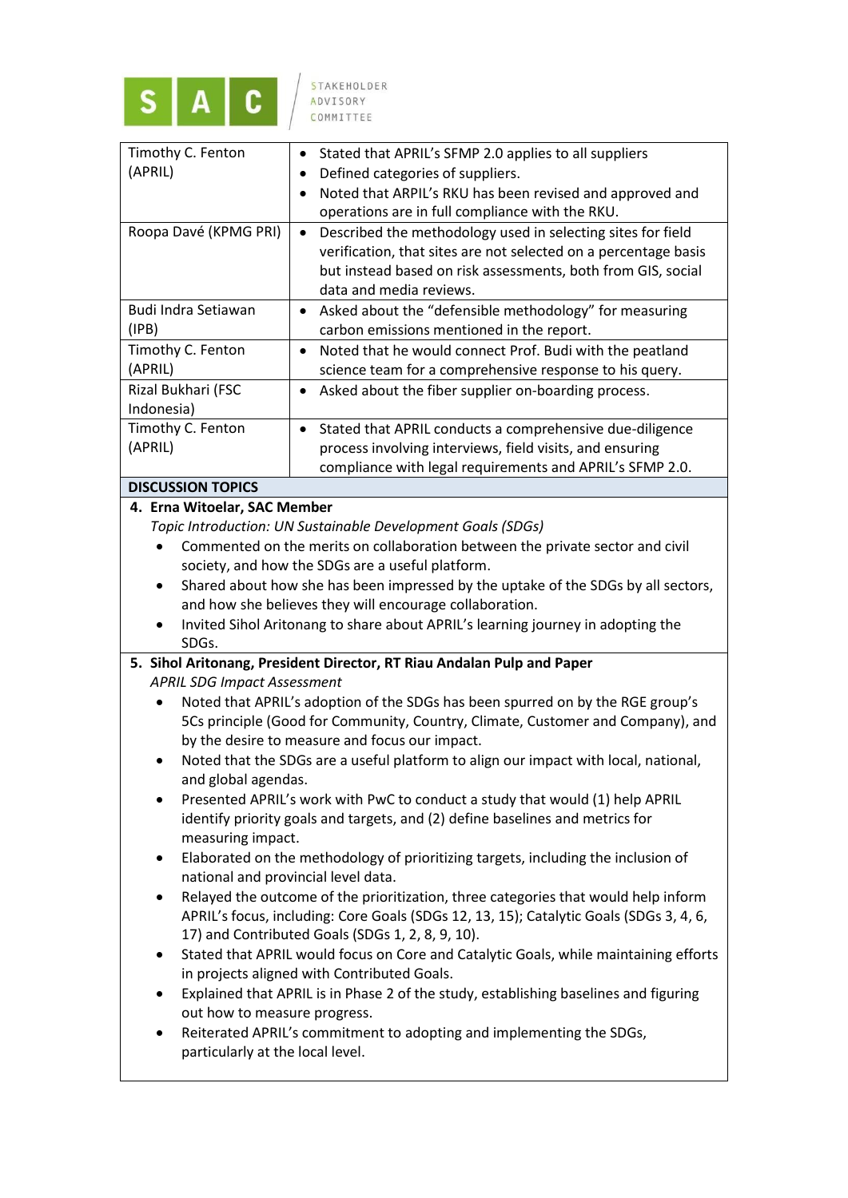| | |
|---|---|
| Timothy C. Fenton (APRIL) | • Stated that APRIL's SFMP 2.0 applies to all suppliers<br>• Defined categories of suppliers.<br>• Noted that ARPIL's RKU has been revised and approved and operations are in full compliance with the RKU. |
| Roopa Davé (KPMG PRI) | • Described the methodology used in selecting sites for field verification, that sites are not selected on a percentage basis but instead based on risk assessments, both from GIS, social data and media reviews. |
| Budi Indra Setiawan (IPB) | • Asked about the "defensible methodology" for measuring carbon emissions mentioned in the report. |
| Timothy C. Fenton (APRIL) | • Noted that he would connect Prof. Budi with the peatland science team for a comprehensive response to his query. |
| Rizal Bukhari (FSC Indonesia) | • Asked about the fiber supplier on-boarding process. |
| Timothy C. Fenton (APRIL) | • Stated that APRIL conducts a comprehensive due-diligence process involving interviews, field visits, and ensuring compliance with legal requirements and APRIL's SFMP 2.0. |

**DISCUSSION TOPICS**

**4. Erna Witoelar, SAC Member**

*Topic Introduction: UN Sustainable Development Goals (SDGs)*

- Commented on the merits on collaboration between the private sector and civil society, and how the SDGs are a useful platform.
- Shared about how she has been impressed by the uptake of the SDGs by all sectors, and how she believes they will encourage collaboration.
- Invited Sihol Aritonang to share about APRIL's learning journey in adopting the SDGs.

**5. Sihol Aritonang, President Director, RT Riau Andalan Pulp and Paper**

*APRIL SDG Impact Assessment*

- Noted that APRIL's adoption of the SDGs has been spurred on by the RGE group's 5Cs principle (Good for Community, Country, Climate, Customer and Company), and by the desire to measure and focus our impact.
- Noted that the SDGs are a useful platform to align our impact with local, national, and global agendas.
- Presented APRIL's work with PwC to conduct a study that would (1) help APRIL identify priority goals and targets, and (2) define baselines and metrics for measuring impact.
- Elaborated on the methodology of prioritizing targets, including the inclusion of national and provincial level data.
- Relayed the outcome of the prioritization, three categories that would help inform APRIL's focus, including: Core Goals (SDGs 12, 13, 15); Catalytic Goals (SDGs 3, 4, 6, 17) and Contributed Goals (SDGs 1, 2, 8, 9, 10).
- Stated that APRIL would focus on Core and Catalytic Goals, while maintaining efforts in projects aligned with Contributed Goals.
- Explained that APRIL is in Phase 2 of the study, establishing baselines and figuring out how to measure progress.
- Reiterated APRIL's commitment to adopting and implementing the SDGs, particularly at the local level.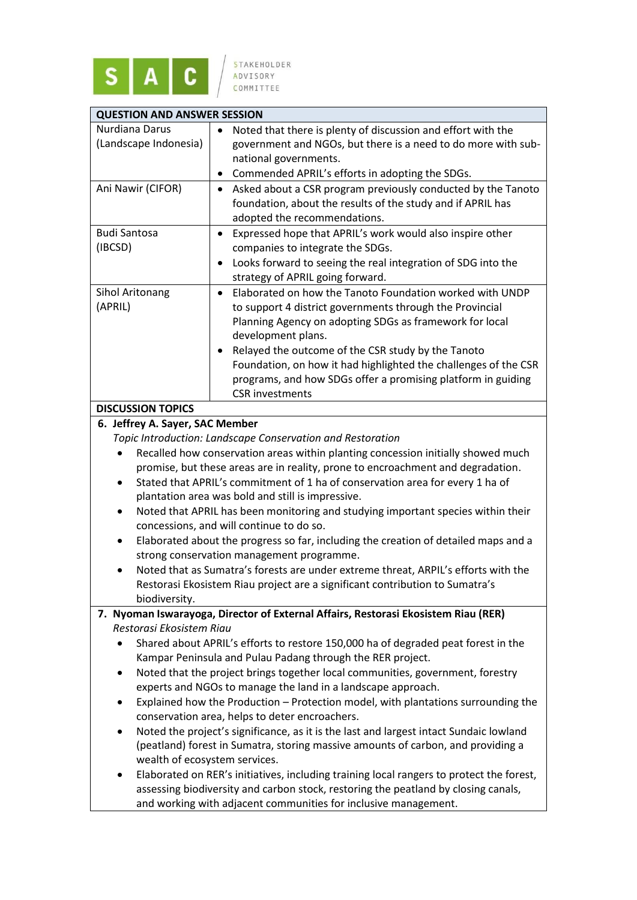**QUESTION AND ANSWER SESSION**

| Name | Comments |
| --- | --- |
| Nurdiana Darus (Landscape Indonesia) | • Noted that there is plenty of discussion and effort with the government and NGOs, but there is a need to do more with sub-national governments. • Commended APRIL's efforts in adopting the SDGs. |
| Ani Nawir (CIFOR) | • Asked about a CSR program previously conducted by the Tanoto foundation, about the results of the study and if APRIL has adopted the recommendations. |
| Budi Santosa (IBCSD) | • Expressed hope that APRIL's work would also inspire other companies to integrate the SDGs. • Looks forward to seeing the real integration of SDG into the strategy of APRIL going forward. |
| Sihol Aritonang (APRIL) | • Elaborated on how the Tanoto Foundation worked with UNDP to support 4 district governments through the Provincial Planning Agency on adopting SDGs as framework for local development plans. • Relayed the outcome of the CSR study by the Tanoto Foundation, on how it had highlighted the challenges of the CSR programs, and how SDGs offer a promising platform in guiding CSR investments |

**DISCUSSION TOPICS**

6. **Jeffrey A. Sayer, SAC Member**

   *Topic Introduction: Landscape Conservation and Restoration*

   - Recalled how conservation areas within planting concession initially showed much promise, but these areas are in reality, prone to encroachment and degradation.
   - Stated that APRIL's commitment of 1 ha of conservation area for every 1 ha of plantation area was bold and still is impressive.
   - Noted that APRIL has been monitoring and studying important species within their concessions, and will continue to do so.
   - Elaborated about the progress so far, including the creation of detailed maps and a strong conservation management programme.
   - Noted that as Sumatra's forests are under extreme threat, ARPIL's efforts with the Restorasi Ekosistem Riau project are a significant contribution to Sumatra's biodiversity.

7. **Nyoman Iswarayoga, Director of External Affairs, Restorasi Ekosistem Riau (RER)**

   *Restorasi Ekosistem Riau*

   - Shared about APRIL's efforts to restore 150,000 ha of degraded peat forest in the Kampar Peninsula and Pulau Padang through the RER project.
   - Noted that the project brings together local communities, government, forestry experts and NGOs to manage the land in a landscape approach.
   - Explained how the Production – Protection model, with plantations surrounding the conservation area, helps to deter encroachers.
   - Noted the project's significance, as it is the last and largest intact Sundaic lowland (peatland) forest in Sumatra, storing massive amounts of carbon, and providing a wealth of ecosystem services.
   - Elaborated on RER's initiatives, including training local rangers to protect the forest, assessing biodiversity and carbon stock, restoring the peatland by closing canals, and working with adjacent communities for inclusive management.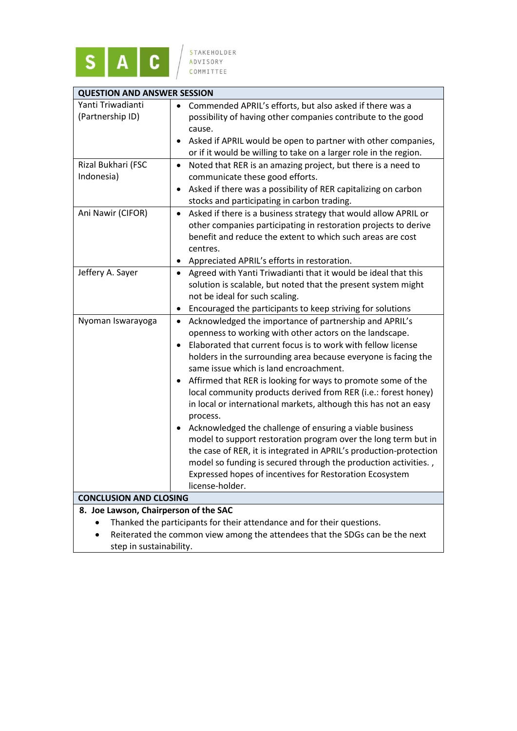STAKEHOLDER ADVISORY COMMITTEE

| QUESTION AND ANSWER SESSION | |
|---|---|
| Yanti Triwadianti (Partnership ID) | • Commended APRIL's efforts, but also asked if there was a possibility of having other companies contribute to the good cause.<br>• Asked if APRIL would be open to partner with other companies, or if it would be willing to take on a larger role in the region. |
| Rizal Bukhari (FSC Indonesia) | • Noted that RER is an amazing project, but there is a need to communicate these good efforts.<br>• Asked if there was a possibility of RER capitalizing on carbon stocks and participating in carbon trading. |
| Ani Nawir (CIFOR) | • Asked if there is a business strategy that would allow APRIL or other companies participating in restoration projects to derive benefit and reduce the extent to which such areas are cost centres.<br>• Appreciated APRIL's efforts in restoration. |
| Jeffery A. Sayer | • Agreed with Yanti Triwadianti that it would be ideal that this solution is scalable, but noted that the present system might not be ideal for such scaling.<br>• Encouraged the participants to keep striving for solutions |
| Nyoman Iswarayoga | • Acknowledged the importance of partnership and APRIL's openness to working with other actors on the landscape.<br>• Elaborated that current focus is to work with fellow license holders in the surrounding area because everyone is facing the same issue which is land encroachment.<br>• Affirmed that RER is looking for ways to promote some of the local community products derived from RER (i.e.: forest honey) in local or international markets, although this has not an easy process.<br>• Acknowledged the challenge of ensuring a viable business model to support restoration program over the long term but in the case of RER, it is integrated in APRIL's production-protection model so funding is secured through the production activities. , Expressed hopes of incentives for Restoration Ecosystem license-holder. |

**CONCLUSION AND CLOSING**

**8. Joe Lawson, Chairperson of the SAC**

- Thanked the participants for their attendance and for their questions.
- Reiterated the common view among the attendees that the SDGs can be the next step in sustainability.